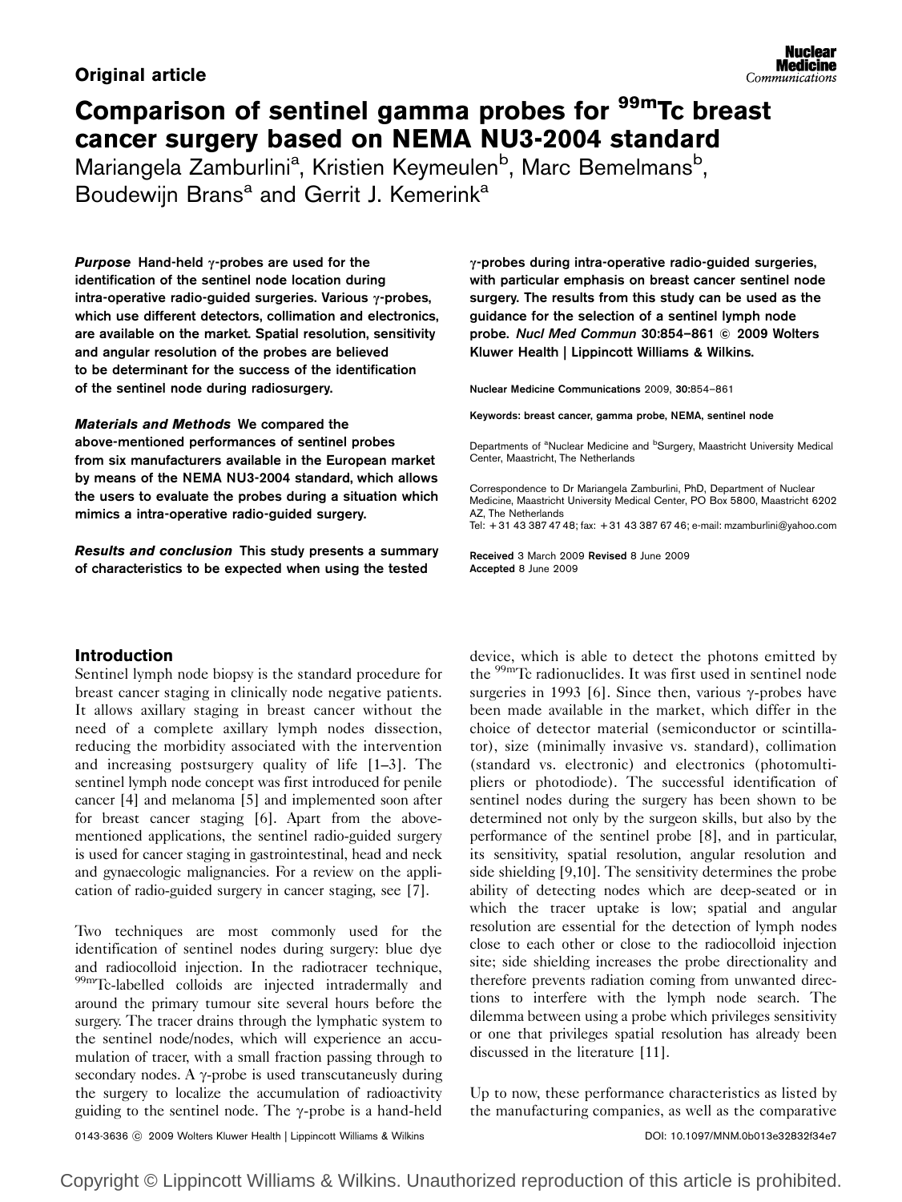**Original article**

# Comparison of sentinel gamma probes for $^{99m}$Tc breast cancer surgery based on NEMA NU3-2004 standard

Mariangela Zamburlini[a], Kristien Keymeulen[b], Marc Bemelmans[b], Boudewijn Brans[a] and Gerrit J. Kemerink[a]

***Purpose*** **Hand-held γ-probes are used for the identification of the sentinel node location during intra-operative radio-guided surgeries. Various γ-probes, which use different detectors, collimation and electronics, are available on the market. Spatial resolution, sensitivity and angular resolution of the probes are believed to be determinant for the success of the identification of the sentinel node during radiosurgery.**

***Materials and Methods*** **We compared the above-mentioned performances of sentinel probes from six manufacturers available in the European market by means of the NEMA NU3-2004 standard, which allows the users to evaluate the probes during a situation which mimics a intra-operative radio-guided surgery.**

***Results and conclusion*** **This study presents a summary of characteristics to be expected when using the tested γ-probes during intra-operative radio-guided surgeries, with particular emphasis on breast cancer sentinel node surgery. The results from this study can be used as the guidance for the selection of a sentinel lymph node probe.** ***Nucl Med Commun*** **30:854–861 © 2009 Wolters Kluwer Health | Lippincott Williams & Wilkins.**

Nuclear Medicine Communications 2009, **30**:854–861

Keywords: breast cancer, gamma probe, NEMA, sentinel node

Departments of [a]Nuclear Medicine and [b]Surgery, Maastricht University Medical Center, Maastricht, The Netherlands

Correspondence to Dr Mariangela Zamburlini, PhD, Department of Nuclear Medicine, Maastricht University Medical Center, PO Box 5800, Maastricht 6202 AZ, The Netherlands
Tel: + 31 43 387 47 48; fax: + 31 43 387 67 46; e-mail: mzamburlini@yahoo.com

Received 3 March 2009 Revised 8 June 2009 Accepted 8 June 2009

## Introduction

Sentinel lymph node biopsy is the standard procedure for breast cancer staging in clinically node negative patients. It allows axillary staging in breast cancer without the need of a complete axillary lymph nodes dissection, reducing the morbidity associated with the intervention and increasing postsurgery quality of life [1–3]. The sentinel lymph node concept was first introduced for penile cancer [4] and melanoma [5] and implemented soon after for breast cancer staging [6]. Apart from the above-mentioned applications, the sentinel radio-guided surgery is used for cancer staging in gastrointestinal, head and neck and gynaecologic malignancies. For a review on the application of radio-guided surgery in cancer staging, see [7].

Two techniques are most commonly used for the identification of sentinel nodes during surgery: blue dye and radiocolloid injection. In the radiotracer technique, $^{99m}$Tc-labelled colloids are injected intradermally and around the primary tumour site several hours before the surgery. The tracer drains through the lymphatic system to the sentinel node/nodes, which will experience an accumulation of tracer, with a small fraction passing through to secondary nodes. A γ-probe is used transcutaneusly during the surgery to localize the accumulation of radioactivity guiding to the sentinel node. The γ-probe is a hand-held device, which is able to detect the photons emitted by the $^{99m}$Tc radionuclides. It was first used in sentinel node surgeries in 1993 [6]. Since then, various γ-probes have been made available in the market, which differ in the choice of detector material (semiconductor or scintillator), size (minimally invasive vs. standard), collimation (standard vs. electronic) and electronics (photomultipliers or photodiode). The successful identification of sentinel nodes during the surgery has been shown to be determined not only by the surgeon skills, but also by the performance of the sentinel probe [8], and in particular, its sensitivity, spatial resolution, angular resolution and side shielding [9,10]. The sensitivity determines the probe ability of detecting nodes which are deep-seated or in which the tracer uptake is low; spatial and angular resolution are essential for the detection of lymph nodes close to each other or close to the radiocolloid injection site; side shielding increases the probe directionality and therefore prevents radiation coming from unwanted directions to interfere with the lymph node search. The dilemma between using a probe which privileges sensitivity or one that privileges spatial resolution has already been discussed in the literature [11].

Up to now, these performance characteristics as listed by the manufacturing companies, as well as the comparative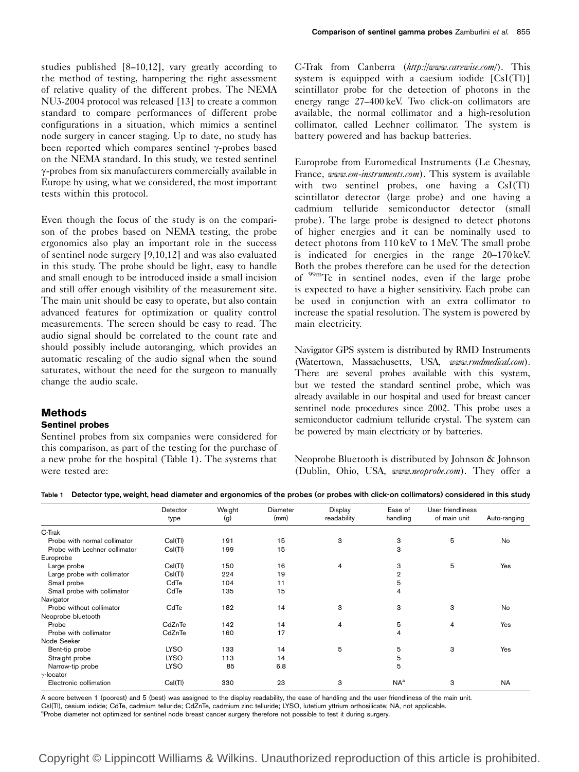studies published [8–10,12], vary greatly according to the method of testing, hampering the right assessment of relative quality of the different probes. The NEMA NU3-2004 protocol was released [13] to create a common standard to compare performances of different probe configurations in a situation, which mimics a sentinel node surgery in cancer staging. Up to date, no study has been reported which compares sentinel γ-probes based on the NEMA standard. In this study, we tested sentinel γ-probes from six manufacturers commercially available in Europe by using, what we considered, the most important tests within this protocol.

Even though the focus of the study is on the comparison of the probes based on NEMA testing, the probe ergonomics also play an important role in the success of sentinel node surgery [9,10,12] and was also evaluated in this study. The probe should be light, easy to handle and small enough to be introduced inside a small incision and still offer enough visibility of the measurement site. The main unit should be easy to operate, but also contain advanced features for optimization or quality control measurements. The screen should be easy to read. The audio signal should be correlated to the count rate and should possibly include autoranging, which provides an automatic rescaling of the audio signal when the sound saturates, without the need for the surgeon to manually change the audio scale.

## Methods

### Sentinel probes

Sentinel probes from six companies were considered for this comparison, as part of the testing for the purchase of a new probe for the hospital (Table 1). The systems that were tested are:

C-Trak from Canberra (*http://www.carewise.com/*). This system is equipped with a caesium iodide [CsI(Tl)] scintillator probe for the detection of photons in the energy range 27–400 keV. Two click-on collimators are available, the normal collimator and a high-resolution collimator, called Lechner collimator. The system is battery powered and has backup batteries.

Europrobe from Euromedical Instruments (Le Chesnay, France, *www.em-instruments.com*). This system is available with two sentinel probes, one having a CsI(Tl) scintillator detector (large probe) and one having a cadmium telluride semiconductor detector (small probe). The large probe is designed to detect photons of higher energies and it can be nominally used to detect photons from 110 keV to 1 MeV. The small probe is indicated for energies in the range 20–170 keV. Both the probes therefore can be used for the detection of $^{99m}$Tc in sentinel nodes, even if the large probe is expected to have a higher sensitivity. Each probe can be used in conjunction with an extra collimator to increase the spatial resolution. The system is powered by main electricity.

Navigator GPS system is distributed by RMD Instruments (Watertown, Massachusetts, USA, *www.rmdmedical.com*). There are several probes available with this system, but we tested the standard sentinel probe, which was already available in our hospital and used for breast cancer sentinel node procedures since 2002. This probe uses a semiconductor cadmium telluride crystal. The system can be powered by main electricity or by batteries.

Neoprobe Bluetooth is distributed by Johnson & Johnson (Dublin, Ohio, USA, *www.neoprobe.com*). They offer a

**Table 1 Detector type, weight, head diameter and ergonomics of the probes (or probes with click-on collimators) considered in this study**

| | Detector type | Weight (g) | Diameter (mm) | Display readability | Ease of handling | User friendliness of main unit | Auto-ranging |
|---|---|---|---|---|---|---|---|
| C-Trak | | | | | | | |
| Probe with normal collimator | CsI(Tl) | 191 | 15 | 3 | 3 | 5 | No |
| Probe with Lechner collimator | CsI(Tl) | 199 | 15 | | 3 | | |
| Europrobe | | | | | | | |
| Large probe | CsI(Tl) | 150 | 16 | 4 | 3 | 5 | Yes |
| Large probe with collimator | CsI(Tl) | 224 | 19 | | 2 | | |
| Small probe | CdTe | 104 | 11 | | 5 | | |
| Small probe with collimator | CdTe | 135 | 15 | | 4 | | |
| Navigator | | | | | | | |
| Probe without collimator | CdTe | 182 | 14 | 3 | 3 | 3 | No |
| Neoprobe bluetooth | | | | | | | |
| Probe | CdZnTe | 142 | 14 | 4 | 5 | 4 | Yes |
| Probe with collimator | CdZnTe | 160 | 17 | | 4 | | |
| Node Seeker | | | | | | | |
| Bent-tip probe | LYSO | 133 | 14 | 5 | 5 | 3 | Yes |
| Straight probe | LYSO | 113 | 14 | | 5 | | |
| Narrow-tip probe | LYSO | 85 | 6.8 | | 5 | | |
| γ-locator | | | | | | | |
| Electronic collimation | CsI(Tl) | 330 | 23 | 3 | NA[a] | 3 | NA |

A score between 1 (poorest) and 5 (best) was assigned to the display readability, the ease of handling and the user friendliness of the main unit.
CsI(Tl), cesium iodide; CdTe, cadmium telluride; CdZnTe, cadmium zinc telluride; LYSO, lutetium yttrium orthosilicate; NA, not applicable.
[a]Probe diameter not optimized for sentinel node breast cancer surgery therefore not possible to test it during surgery.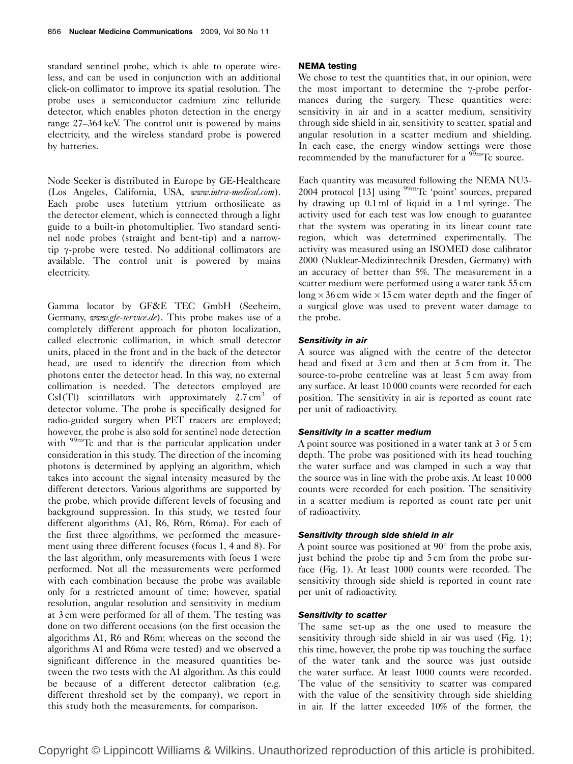standard sentinel probe, which is able to operate wireless, and can be used in conjunction with an additional click-on collimator to improve its spatial resolution. The probe uses a semiconductor cadmium zinc telluride detector, which enables photon detection in the energy range 27–364 keV. The control unit is powered by mains electricity, and the wireless standard probe is powered by batteries.

Node Seeker is distributed in Europe by GE-Healthcare (Los Angeles, California, USA, *www.intra-medical.com*). Each probe uses lutetium yttrium orthosilicate as the detector element, which is connected through a light guide to a built-in photomultiplier. Two standard sentinel node probes (straight and bent-tip) and a narrow-tip γ-probe were tested. No additional collimators are available. The control unit is powered by mains electricity.

Gamma locator by GF&E TEC GmbH (Seeheim, Germany, *www.gfe-service.de*). This probe makes use of a completely different approach for photon localization, called electronic collimation, in which small detector units, placed in the front and in the back of the detector head, are used to identify the direction from which photons enter the detector head. In this way, no external collimation is needed. The detectors employed are CsI(Tl) scintillators with approximately 2.7 $cm^3$ of detector volume. The probe is specifically designed for radio-guided surgery when PET tracers are employed; however, the probe is also sold for sentinel node detection with $^{99m}$Tc and that is the particular application under consideration in this study. The direction of the incoming photons is determined by applying an algorithm, which takes into account the signal intensity measured by the different detectors. Various algorithms are supported by the probe, which provide different levels of focusing and background suppression. In this study, we tested four different algorithms (A1, R6, R6m, R6ma). For each of the first three algorithms, we performed the measurement using three different focuses (focus 1, 4 and 8). For the last algorithm, only measurements with focus 1 were performed. Not all the measurements were performed with each combination because the probe was available only for a restricted amount of time; however, spatial resolution, angular resolution and sensitivity in medium at 3 cm were performed for all of them. The testing was done on two different occasions (on the first occasion the algorithms A1, R6 and R6m; whereas on the second the algorithms A1 and R6ma were tested) and we observed a significant difference in the measured quantities between the two tests with the A1 algorithm. As this could be because of a different detector calibration (e.g. different threshold set by the company), we report in this study both the measurements, for comparison.

### NEMA testing

We chose to test the quantities that, in our opinion, were the most important to determine the γ-probe performances during the surgery. These quantities were: sensitivity in air and in a scatter medium, sensitivity through side shield in air, sensitivity to scatter, spatial and angular resolution in a scatter medium and shielding. In each case, the energy window settings were those recommended by the manufacturer for a $^{99m}$Tc source.

Each quantity was measured following the NEMA NU3-2004 protocol [13] using $^{99m}$Tc 'point' sources, prepared by drawing up 0.1 ml of liquid in a 1 ml syringe. The activity used for each test was low enough to guarantee that the system was operating in its linear count rate region, which was determined experimentally. The activity was measured using an ISOMED dose calibrator 2000 (Nuklear-Medizintechnik Dresden, Germany) with an accuracy of better than 5%. The measurement in a scatter medium were performed using a water tank 55 cm long × 36 cm wide × 15 cm water depth and the finger of a surgical glove was used to prevent water damage to the probe.

#### *Sensitivity in air*

A source was aligned with the centre of the detector head and fixed at 3 cm and then at 5 cm from it. The source-to-probe centreline was at least 5 cm away from any surface. At least 10 000 counts were recorded for each position. The sensitivity in air is reported as count rate per unit of radioactivity.

#### *Sensitivity in a scatter medium*

A point source was positioned in a water tank at 3 or 5 cm depth. The probe was positioned with its head touching the water surface and was clamped in such a way that the source was in line with the probe axis. At least 10 000 counts were recorded for each position. The sensitivity in a scatter medium is reported as count rate per unit of radioactivity.

#### *Sensitivity through side shield in air*

A point source was positioned at 90° from the probe axis, just behind the probe tip and 5 cm from the probe surface (Fig. 1). At least 1000 counts were recorded. The sensitivity through side shield is reported in count rate per unit of radioactivity.

#### *Sensitivity to scatter*

The same set-up as the one used to measure the sensitivity through side shield in air was used (Fig. 1); this time, however, the probe tip was touching the surface of the water tank and the source was just outside the water surface. At least 1000 counts were recorded. The value of the sensitivity to scatter was compared with the value of the sensitivity through side shielding in air. If the latter exceeded 10% of the former, the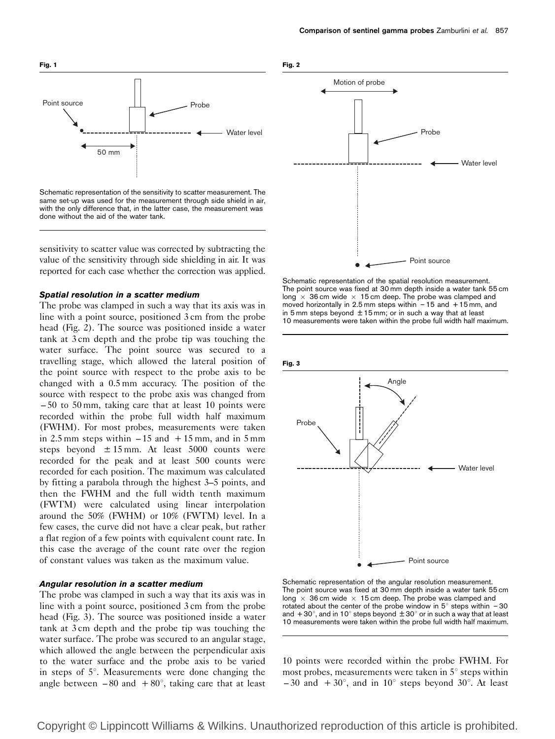**Fig. 1**

Schematic representation of the sensitivity to scatter measurement. The same set-up was used for the measurement through side shield in air, with the only difference that, in the latter case, the measurement was done without the aid of the water tank.

sensitivity to scatter value was corrected by subtracting the value of the sensitivity through side shielding in air. It was reported for each case whether the correction was applied.

### *Spatial resolution in a scatter medium*

The probe was clamped in such a way that its axis was in line with a point source, positioned 3 cm from the probe head (Fig. 2). The source was positioned inside a water tank at 3 cm depth and the probe tip was touching the water surface. The point source was secured to a travelling stage, which allowed the lateral position of the point source with respect to the probe axis to be changed with a 0.5 mm accuracy. The position of the source with respect to the probe axis was changed from −50 to 50 mm, taking care that at least 10 points were recorded within the probe full width half maximum (FWHM). For most probes, measurements were taken in 2.5 mm steps within −15 and +15 mm, and in 5 mm steps beyond ±15 mm. At least 5000 counts were recorded for the peak and at least 500 counts were recorded for each position. The maximum was calculated by fitting a parabola through the highest 3–5 points, and then the FWHM and the full width tenth maximum (FWTM) were calculated using linear interpolation around the 50% (FWHM) or 10% (FWTM) level. In a few cases, the curve did not have a clear peak, but rather a flat region of a few points with equivalent count rate. In this case the average of the count rate over the region of constant values was taken as the maximum value.

### *Angular resolution in a scatter medium*

The probe was clamped in such a way that its axis was in line with a point source, positioned 3 cm from the probe head (Fig. 3). The source was positioned inside a water tank at 3 cm depth and the probe tip was touching the water surface. The probe was secured to an angular stage, which allowed the angle between the perpendicular axis to the water surface and the probe axis to be varied in steps of 5°. Measurements were done changing the angle between −80 and +80°, taking care that at least 10 points were recorded within the probe FWHM. For most probes, measurements were taken in 5° steps within −30 and +30°, and in 10° steps beyond 30°. At least

**Fig. 2**

Schematic representation of the spatial resolution measurement. The point source was fixed at 30 mm depth inside a water tank 55 cm long × 36 cm wide × 15 cm deep. The probe was clamped and moved horizontally in 2.5 mm steps within −15 and +15 mm, and in 5 mm steps beyond ±15 mm; or in such a way that at least 10 measurements were taken within the probe full width half maximum.

**Fig. 3**

Schematic representation of the angular resolution measurement. The point source was fixed at 30 mm depth inside a water tank 55 cm long × 36 cm wide × 15 cm deep. The probe was clamped and rotated about the center of the probe window in 5° steps within −30 and +30°, and in 10° steps beyond ±30° or in such a way that at least 10 measurements were taken within the probe full width half maximum.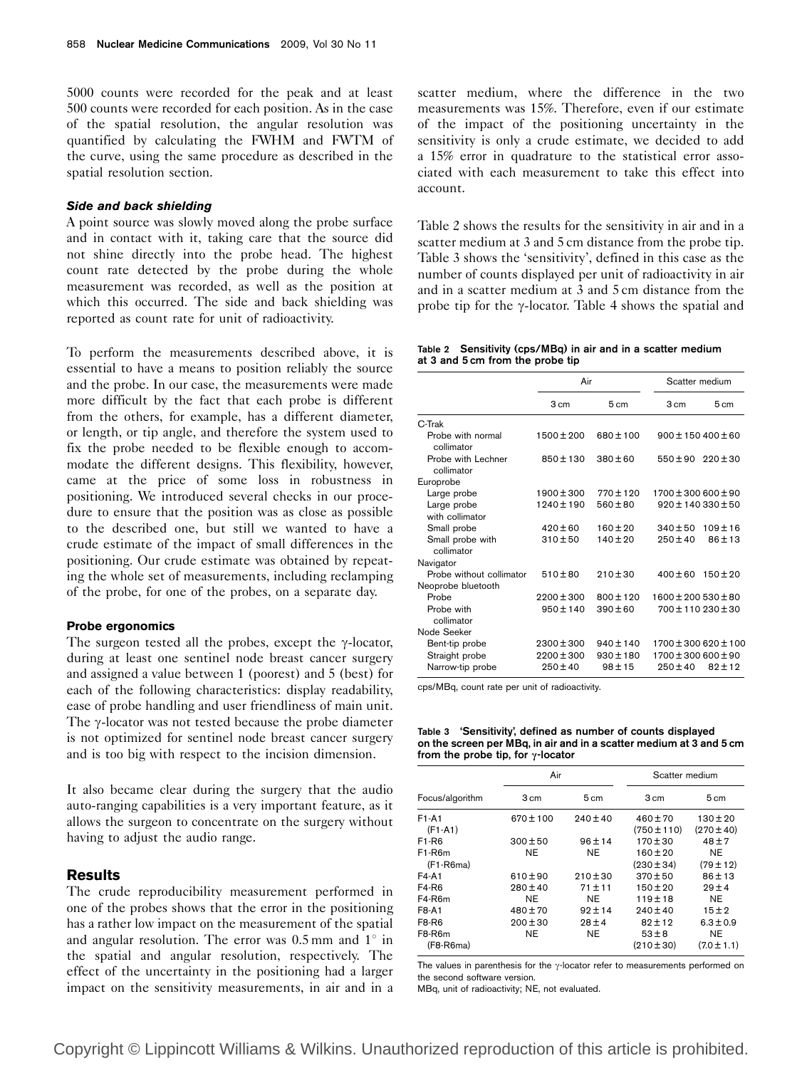5000 counts were recorded for the peak and at least 500 counts were recorded for each position. As in the case of the spatial resolution, the angular resolution was quantified by calculating the FWHM and FWTM of the curve, using the same procedure as described in the spatial resolution section.

#### *Side and back shielding*

A point source was slowly moved along the probe surface and in contact with it, taking care that the source did not shine directly into the probe head. The highest count rate detected by the probe during the whole measurement was recorded, as well as the position at which this occurred. The side and back shielding was reported as count rate for unit of radioactivity.

To perform the measurements described above, it is essential to have a means to position reliably the source and the probe. In our case, the measurements were made more difficult by the fact that each probe is different from the others, for example, has a different diameter, or length, or tip angle, and therefore the system used to fix the probe needed to be flexible enough to accommodate the different designs. This flexibility, however, came at the price of some loss in robustness in positioning. We introduced several checks in our procedure to ensure that the position was as close as possible to the described one, but still we wanted to have a crude estimate of the impact of small differences in the positioning. Our crude estimate was obtained by repeating the whole set of measurements, including reclamping of the probe, for one of the probes, on a separate day.

#### Probe ergonomics

The surgeon tested all the probes, except the γ-locator, during at least one sentinel node breast cancer surgery and assigned a value between 1 (poorest) and 5 (best) for each of the following characteristics: display readability, ease of probe handling and user friendliness of main unit. The γ-locator was not tested because the probe diameter is not optimized for sentinel node breast cancer surgery and is too big with respect to the incision dimension.

It also became clear during the surgery that the audio auto-ranging capabilities is a very important feature, as it allows the surgeon to concentrate on the surgery without having to adjust the audio range.

## Results

The crude reproducibility measurement performed in one of the probes shows that the error in the positioning has a rather low impact on the measurement of the spatial and angular resolution. The error was 0.5 mm and 1° in the spatial and angular resolution, respectively. The effect of the uncertainty in the positioning had a larger impact on the sensitivity measurements, in air and in a scatter medium, where the difference in the two measurements was 15%. Therefore, even if our estimate of the impact of the positioning uncertainty in the sensitivity is only a crude estimate, we decided to add a 15% error in quadrature to the statistical error associated with each measurement to take this effect into account.

Table 2 shows the results for the sensitivity in air and in a scatter medium at 3 and 5 cm distance from the probe tip. Table 3 shows the 'sensitivity', defined in this case as the number of counts displayed per unit of radioactivity in air and in a scatter medium at 3 and 5 cm distance from the probe tip for the γ-locator. Table 4 shows the spatial and

**Table 2 Sensitivity (cps/MBq) in air and in a scatter medium at 3 and 5 cm from the probe tip**

| | Air | | Scatter medium | |
|---|---|---|---|---|
| | 3 cm | 5 cm | 3 cm | 5 cm |
| C-Trak | | | | |
| Probe with normal collimator | 1500 ± 200 | 680 ± 100 | 900 ± 150 | 400 ± 60 |
| Probe with Lechner collimator | 850 ± 130 | 380 ± 60 | 550 ± 90 | 220 ± 30 |
| Europrobe | | | | |
| Large probe | 1900 ± 300 | 770 ± 120 | 1700 ± 300 | 600 ± 90 |
| Large probe with collimator | 1240 ± 190 | 560 ± 80 | 920 ± 140 | 330 ± 50 |
| Small probe | 420 ± 60 | 160 ± 20 | 340 ± 50 | 109 ± 16 |
| Small probe with collimator | 310 ± 50 | 140 ± 20 | 250 ± 40 | 86 ± 13 |
| Navigator | | | | |
| Probe without collimator | 510 ± 80 | 210 ± 30 | 400 ± 60 | 150 ± 20 |
| Neoprobe bluetooth | | | | |
| Probe | 2200 ± 300 | 800 ± 120 | 1600 ± 200 | 530 ± 80 |
| Probe with collimator | 950 ± 140 | 390 ± 60 | 700 ± 110 | 230 ± 30 |
| Node Seeker | | | | |
| Bent-tip probe | 2300 ± 300 | 940 ± 140 | 1700 ± 300 | 620 ± 100 |
| Straight probe | 2200 ± 300 | 930 ± 180 | 1700 ± 300 | 600 ± 90 |
| Narrow-tip probe | 250 ± 40 | 98 ± 15 | 250 ± 40 | 82 ± 12 |

cps/MBq, count rate per unit of radioactivity.

**Table 3 'Sensitivity', defined as number of counts displayed on the screen per MBq, in air and in a scatter medium at 3 and 5 cm from the probe tip, for γ-locator**

| | Air | | Scatter medium | |
|---|---|---|---|---|
| Focus/algorithm | 3 cm | 5 cm | 3 cm | 5 cm |
| F1-A1 (F1-A1) | 670 ± 100 | 240 ± 40 | 460 ± 70 (750 ± 110) | 130 ± 20 (270 ± 40) |
| F1-R6 | 300 ± 50 | 96 ± 14 | 170 ± 30 | 48 ± 7 |
| F1-R6m (F1-R6ma) | NE | NE | 160 ± 20 (230 ± 34) | NE (79 ± 12) |
| F4-A1 | 610 ± 90 | 210 ± 30 | 370 ± 50 | 86 ± 13 |
| F4-R6 | 280 ± 40 | 71 ± 11 | 150 ± 20 | 29 ± 4 |
| F4-R6m | NE | NE | 119 ± 18 | NE |
| F8-A1 | 480 ± 70 | 92 ± 14 | 240 ± 40 | 15 ± 2 |
| F8-R6 | 200 ± 30 | 28 ± 4 | 82 ± 12 | 6.3 ± 0.9 |
| F8-R6m (F8-R6ma) | NE | NE | 53 ± 8 (210 ± 30) | NE (7.0 ± 1.1) |

The values in parenthesis for the γ-locator refer to measurements performed on the second software version.
MBq, unit of radioactivity; NE, not evaluated.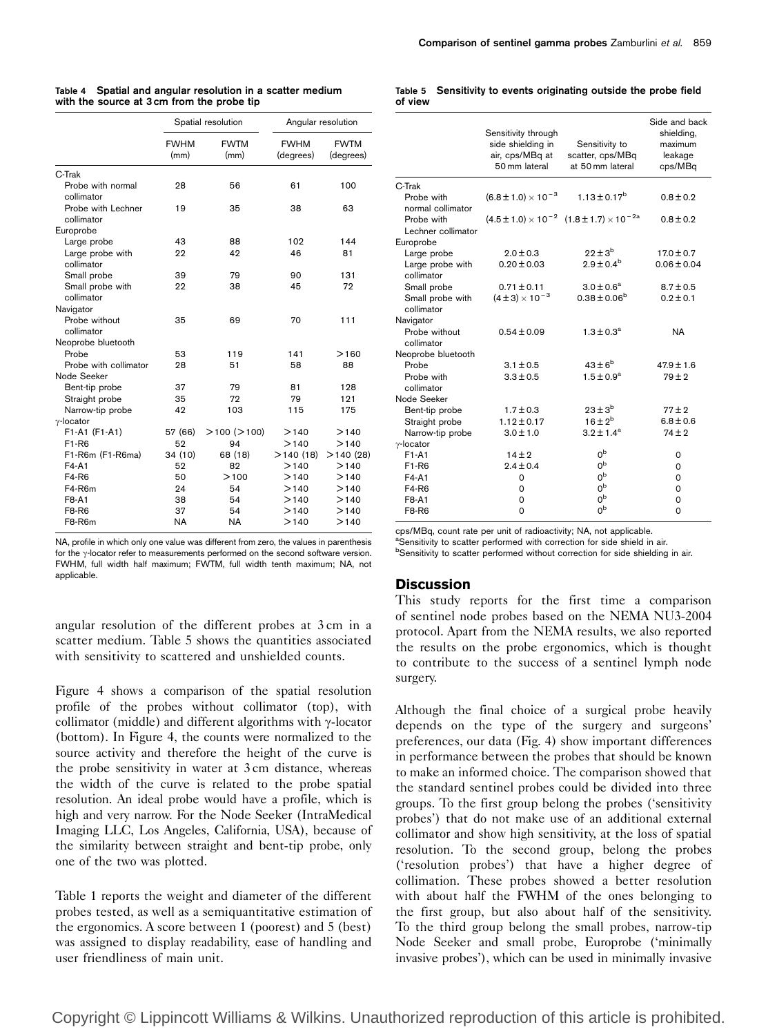**Table 4 Spatial and angular resolution in a scatter medium with the source at 3 cm from the probe tip**

| | Spatial resolution | | Angular resolution | |
|---|---|---|---|---|
| | FWHM (mm) | FWTM (mm) | FWHM (degrees) | FWTM (degrees) |
| C-Trak | | | | |
| Probe with normal collimator | 28 | 56 | 61 | 100 |
| Probe with Lechner collimator | 19 | 35 | 38 | 63 |
| Europrobe | | | | |
| Large probe | 43 | 88 | 102 | 144 |
| Large probe with collimator | 22 | 42 | 46 | 81 |
| Small probe | 39 | 79 | 90 | 131 |
| Small probe with collimator | 22 | 38 | 45 | 72 |
| Navigator | | | | |
| Probe without collimator | 35 | 69 | 70 | 111 |
| Neoprobe bluetooth | | | | |
| Probe | 53 | 119 | 141 | >160 |
| Probe with collimator | 28 | 51 | 58 | 88 |
| Node Seeker | | | | |
| Bent-tip probe | 37 | 79 | 81 | 128 |
| Straight probe | 35 | 72 | 79 | 121 |
| Narrow-tip probe | 42 | 103 | 115 | 175 |
| γ-locator | | | | |
| F1-A1 (F1-A1) | 57 (66) | >100 (>100) | >140 | >140 |
| F1-R6 | 52 | 94 | >140 | >140 |
| F1-R6m (F1-R6ma) | 34 (10) | 68 (18) | >140 (18) | >140 (28) |
| F4-A1 | 52 | 82 | >140 | >140 |
| F4-R6 | 50 | >100 | >140 | >140 |
| F4-R6m | 24 | 54 | >140 | >140 |
| F8-A1 | 38 | 54 | >140 | >140 |
| F8-R6 | 37 | 54 | >140 | >140 |
| F8-R6m | NA | NA | >140 | >140 |

NA, profile in which only one value was different from zero, the values in parenthesis for the γ-locator refer to measurements performed on the second software version. FWHM, full width half maximum; FWTM, full width tenth maximum; NA, not applicable.

angular resolution of the different probes at 3 cm in a scatter medium. Table 5 shows the quantities associated with sensitivity to scattered and unshielded counts.

Figure 4 shows a comparison of the spatial resolution profile of the probes without collimator (top), with collimator (middle) and different algorithms with γ-locator (bottom). In Figure 4, the counts were normalized to the source activity and therefore the height of the curve is the probe sensitivity in water at 3 cm distance, whereas the width of the curve is related to the probe spatial resolution. An ideal probe would have a profile, which is high and very narrow. For the Node Seeker (IntraMedical Imaging LLC, Los Angeles, California, USA), because of the similarity between straight and bent-tip probe, only one of the two was plotted.

Table 1 reports the weight and diameter of the different probes tested, as well as a semiquantitative estimation of the ergonomics. A score between 1 (poorest) and 5 (best) was assigned to display readability, ease of handling and user friendliness of main unit.

**Table 5 Sensitivity to events originating outside the probe field of view**

| | Sensitivity through side shielding in air, cps/MBq at 50 mm lateral | Sensitivity to scatter, cps/MBq at 50 mm lateral | Side and back shielding, maximum leakage cps/MBq |
|---|---|---|---|
| C-Trak | | | |
| Probe with normal collimator | $(6.8 \pm 1.0) \times 10^{-3}$ | $1.13 \pm 0.17$[b] | $0.8 \pm 0.2$ |
| Probe with Lechner collimator | $(4.5 \pm 1.0) \times 10^{-2}$ | $(1.8 \pm 1.7) \times 10^{-2}$[a] | $0.8 \pm 0.2$ |
| Europrobe | | | |
| Large probe | $2.0 \pm 0.3$ | $22 \pm 3$[b] | $17.0 \pm 0.7$ |
| Large probe with collimator | $0.20 \pm 0.03$ | $2.9 \pm 0.4$[b] | $0.06 \pm 0.04$ |
| Small probe | $0.71 \pm 0.11$ | $3.0 \pm 0.6$[a] | $8.7 \pm 0.5$ |
| Small probe with collimator | $(4 \pm 3) \times 10^{-3}$ | $0.38 \pm 0.06$[b] | $0.2 \pm 0.1$ |
| Navigator | | | |
| Probe without collimator | $0.54 \pm 0.09$ | $1.3 \pm 0.3$[a] | NA |
| Neoprobe bluetooth | | | |
| Probe | $3.1 \pm 0.5$ | $43 \pm 6$[b] | $47.9 \pm 1.6$ |
| Probe with collimator | $3.3 \pm 0.5$ | $1.5 \pm 0.9$[a] | $79 \pm 2$ |
| Node Seeker | | | |
| Bent-tip probe | $1.7 \pm 0.3$ | $23 \pm 3$[b] | $77 \pm 2$ |
| Straight probe | $1.12 \pm 0.17$ | $16 \pm 2$[b] | $6.8 \pm 0.6$ |
| Narrow-tip probe | $3.0 \pm 1.0$ | $3.2 \pm 1.4$[a] | $74 \pm 2$ |
| γ-locator | | | |
| F1-A1 | $14 \pm 2$ | 0[b] | 0 |
| F1-R6 | $2.4 \pm 0.4$ | 0[b] | 0 |
| F4-A1 | 0 | 0[b] | 0 |
| F4-R6 | 0 | 0[b] | 0 |
| F8-A1 | 0 | 0[b] | 0 |
| F8-R6 | 0 | 0[b] | 0 |

cps/MBq, count rate per unit of radioactivity; NA, not applicable.
[a]Sensitivity to scatter performed with correction for side shield in air.
[b]Sensitivity to scatter performed without correction for side shielding in air.

## Discussion

This study reports for the first time a comparison of sentinel node probes based on the NEMA NU3-2004 protocol. Apart from the NEMA results, we also reported the results on the probe ergonomics, which is thought to contribute to the success of a sentinel lymph node surgery.

Although the final choice of a surgical probe heavily depends on the type of the surgery and surgeons' preferences, our data (Fig. 4) show important differences in performance between the probes that should be known to make an informed choice. The comparison showed that the standard sentinel probes could be divided into three groups. To the first group belong the probes ('sensitivity probes') that do not make use of an additional external collimator and show high sensitivity, at the loss of spatial resolution. To the second group, belong the probes ('resolution probes') that have a higher degree of collimation. These probes showed a better resolution with about half the FWHM of the ones belonging to the first group, but also about half of the sensitivity. To the third group belong the small probes, narrow-tip Node Seeker and small probe, Europrobe ('minimally invasive probes'), which can be used in minimally invasive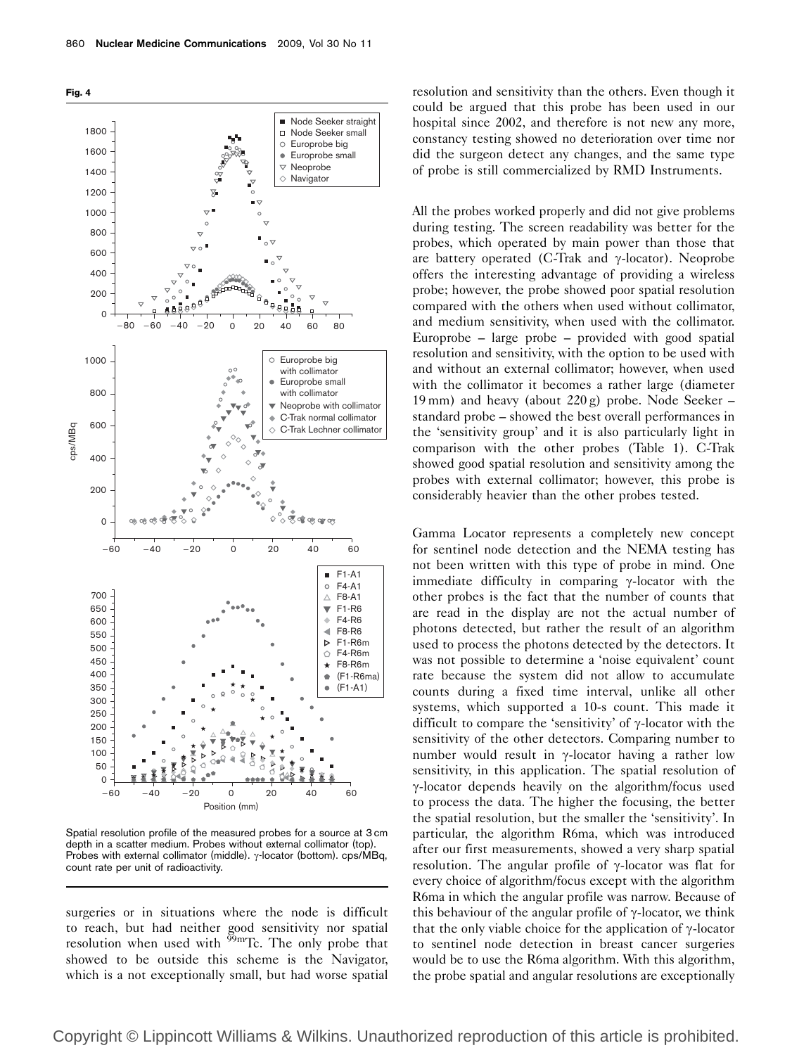**Fig. 4**

Spatial resolution profile of the measured probes for a source at 3 cm depth in a scatter medium. Probes without external collimator (top). Probes with external collimator (middle). γ-locator (bottom). cps/MBq, count rate per unit of radioactivity.

surgeries or in situations where the node is difficult to reach, but had neither good sensitivity nor spatial resolution when used with $^{99m}$Tc. The only probe that showed to be outside this scheme is the Navigator, which is a not exceptionally small, but had worse spatial resolution and sensitivity than the others. Even though it could be argued that this probe has been used in our hospital since 2002, and therefore is not new any more, constancy testing showed no deterioration over time nor did the surgeon detect any changes, and the same type of probe is still commercialized by RMD Instruments.

All the probes worked properly and did not give problems during testing. The screen readability was better for the probes, which operated by main power than those that are battery operated (C-Trak and γ-locator). Neoprobe offers the interesting advantage of providing a wireless probe; however, the probe showed poor spatial resolution compared with the others when used without collimator, and medium sensitivity, when used with the collimator. Europrobe – large probe – provided with good spatial resolution and sensitivity, with the option to be used with and without an external collimator; however, when used with the collimator it becomes a rather large (diameter 19 mm) and heavy (about 220 g) probe. Node Seeker – standard probe – showed the best overall performances in the 'sensitivity group' and it is also particularly light in comparison with the other probes (Table 1). C-Trak showed good spatial resolution and sensitivity among the probes with external collimator; however, this probe is considerably heavier than the other probes tested.

Gamma Locator represents a completely new concept for sentinel node detection and the NEMA testing has not been written with this type of probe in mind. One immediate difficulty in comparing γ-locator with the other probes is the fact that the number of counts that are read in the display are not the actual number of photons detected, but rather the result of an algorithm used to process the photons detected by the detectors. It was not possible to determine a 'noise equivalent' count rate because the system did not allow to accumulate counts during a fixed time interval, unlike all other systems, which supported a 10-s count. This made it difficult to compare the 'sensitivity' of γ-locator with the sensitivity of the other detectors. Comparing number to number would result in γ-locator having a rather low sensitivity, in this application. The spatial resolution of γ-locator depends heavily on the algorithm/focus used to process the data. The higher the focusing, the better the spatial resolution, but the smaller the 'sensitivity'. In particular, the algorithm R6ma, which was introduced after our first measurements, showed a very sharp spatial resolution. The angular profile of γ-locator was flat for every choice of algorithm/focus except with the algorithm R6ma in which the angular profile was narrow. Because of this behaviour of the angular profile of γ-locator, we think that the only viable choice for the application of γ-locator to sentinel node detection in breast cancer surgeries would be to use the R6ma algorithm. With this algorithm, the probe spatial and angular resolutions are exceptionally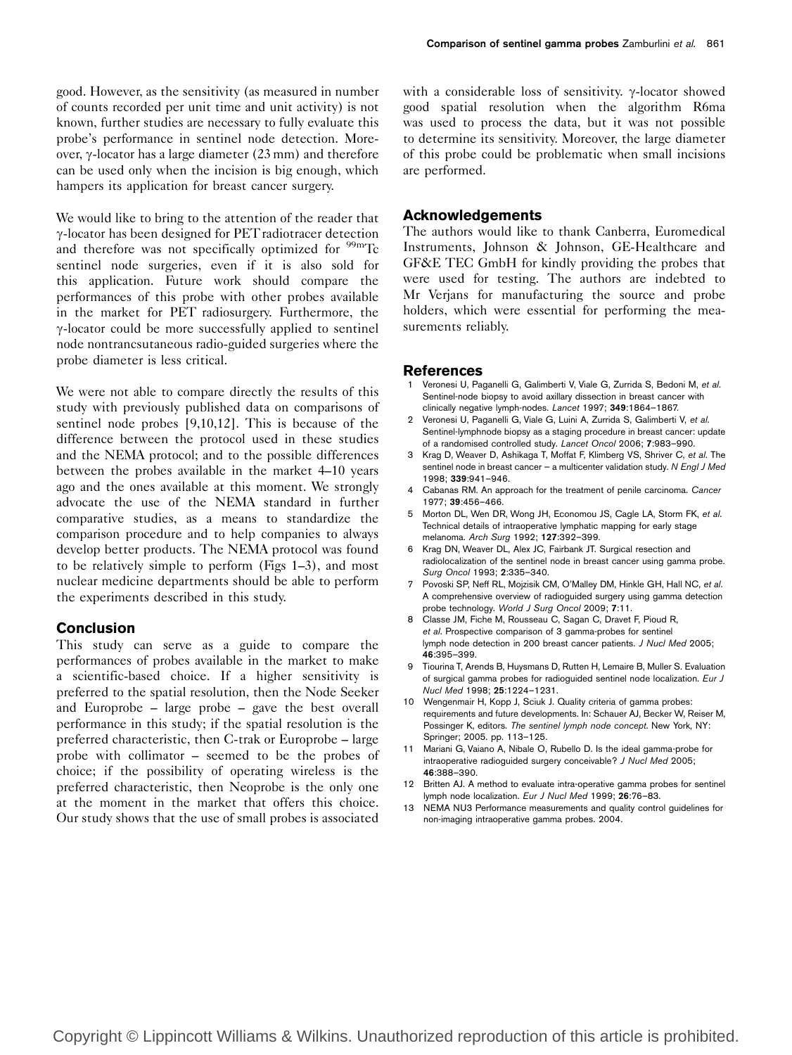good. However, as the sensitivity (as measured in number of counts recorded per unit time and unit activity) is not known, further studies are necessary to fully evaluate this probe's performance in sentinel node detection. Moreover, γ-locator has a large diameter (23 mm) and therefore can be used only when the incision is big enough, which hampers its application for breast cancer surgery.

We would like to bring to the attention of the reader that γ-locator has been designed for PET radiotracer detection and therefore was not specifically optimized for $^{99m}$Tc sentinel node surgeries, even if it is also sold for this application. Future work should compare the performances of this probe with other probes available in the market for PET radiosurgery. Furthermore, the γ-locator could be more successfully applied to sentinel node nontrancsutaneous radio-guided surgeries where the probe diameter is less critical.

We were not able to compare directly the results of this study with previously published data on comparisons of sentinel node probes [9,10,12]. This is because of the difference between the protocol used in these studies and the NEMA protocol; and to the possible differences between the probes available in the market 4–10 years ago and the ones available at this moment. We strongly advocate the use of the NEMA standard in further comparative studies, as a means to standardize the comparison procedure and to help companies to always develop better products. The NEMA protocol was found to be relatively simple to perform (Figs 1–3), and most nuclear medicine departments should be able to perform the experiments described in this study.

## Conclusion

This study can serve as a guide to compare the performances of probes available in the market to make a scientific-based choice. If a higher sensitivity is preferred to the spatial resolution, then the Node Seeker and Europrobe – large probe – gave the best overall performance in this study; if the spatial resolution is the preferred characteristic, then C-trak or Europrobe – large probe with collimator – seemed to be the probes of choice; if the possibility of operating wireless is the preferred characteristic, then Neoprobe is the only one at the moment in the market that offers this choice. Our study shows that the use of small probes is associated with a considerable loss of sensitivity. γ-locator showed good spatial resolution when the algorithm R6ma was used to process the data, but it was not possible to determine its sensitivity. Moreover, the large diameter of this probe could be problematic when small incisions are performed.

## Acknowledgements

The authors would like to thank Canberra, Euromedical Instruments, Johnson & Johnson, GE-Healthcare and GF&E TEC GmbH for kindly providing the probes that were used for testing. The authors are indebted to Mr Verjans for manufacturing the source and probe holders, which were essential for performing the measurements reliably.

## References

1. Veronesi U, Paganelli G, Galimberti V, Viale G, Zurrida S, Bedoni M, *et al.* Sentinel-node biopsy to avoid axillary dissection in breast cancer with clinically negative lymph-nodes. *Lancet* 1997; **349**:1864–1867.
2. Veronesi U, Paganelli G, Viale G, Luini A, Zurrida S, Galimberti V, *et al.* Sentinel-lymphnode biopsy as a staging procedure in breast cancer: update of a randomised controlled study. *Lancet Oncol* 2006; **7**:983–990.
3. Krag D, Weaver D, Ashikaga T, Moffat F, Klimberg VS, Shriver C, *et al.* The sentinel node in breast cancer – a multicenter validation study. *N Engl J Med* 1998; **339**:941–946.
4. Cabanas RM. An approach for the treatment of penile carcinoma. *Cancer* 1977; **39**:456–466.
5. Morton DL, Wen DR, Wong JH, Economou JS, Cagle LA, Storm FK, *et al.* Technical details of intraoperative lymphatic mapping for early stage melanoma. *Arch Surg* 1992; **127**:392–399.
6. Krag DN, Weaver DL, Alex JC, Fairbank JT. Surgical resection and radiolocalization of the sentinel node in breast cancer using gamma probe. *Surg Oncol* 1993; **2**:335–340.
7. Povoski SP, Neff RL, Mojzisik CM, O'Malley DM, Hinkle GH, Hall NC, *et al.* A comprehensive overview of radioguided surgery using gamma detection probe technology. *World J Surg Oncol* 2009; **7**:11.
8. Classe JM, Fiche M, Rousseau C, Sagan C, Dravet F, Pioud R, *et al.* Prospective comparison of 3 gamma-probes for sentinel lymph node detection in 200 breast cancer patients. *J Nucl Med* 2005; **46**:395–399.
9. Tiourina T, Arends B, Huysmans D, Rutten H, Lemaire B, Muller S. Evaluation of surgical gamma probes for radioguided sentinel node localization. *Eur J Nucl Med* 1998; **25**:1224–1231.
10. Wengenmair H, Kopp J, Sciuk J. Quality criteria of gamma probes: requirements and future developments. In: Schauer AJ, Becker W, Reiser M, Possinger K, editors. *The sentinel lymph node concept*. New York, NY: Springer; 2005. pp. 113–125.
11. Mariani G, Vaiano A, Nibale O, Rubello D. Is the ideal gamma-probe for intraoperative radioguided surgery conceivable? *J Nucl Med* 2005; **46**:388–390.
12. Britten AJ. A method to evaluate intra-operative gamma probes for sentinel lymph node localization. *Eur J Nucl Med* 1999; **26**:76–83.
13. NEMA NU3 Performance measurements and quality control guidelines for non-imaging intraoperative gamma probes. 2004.